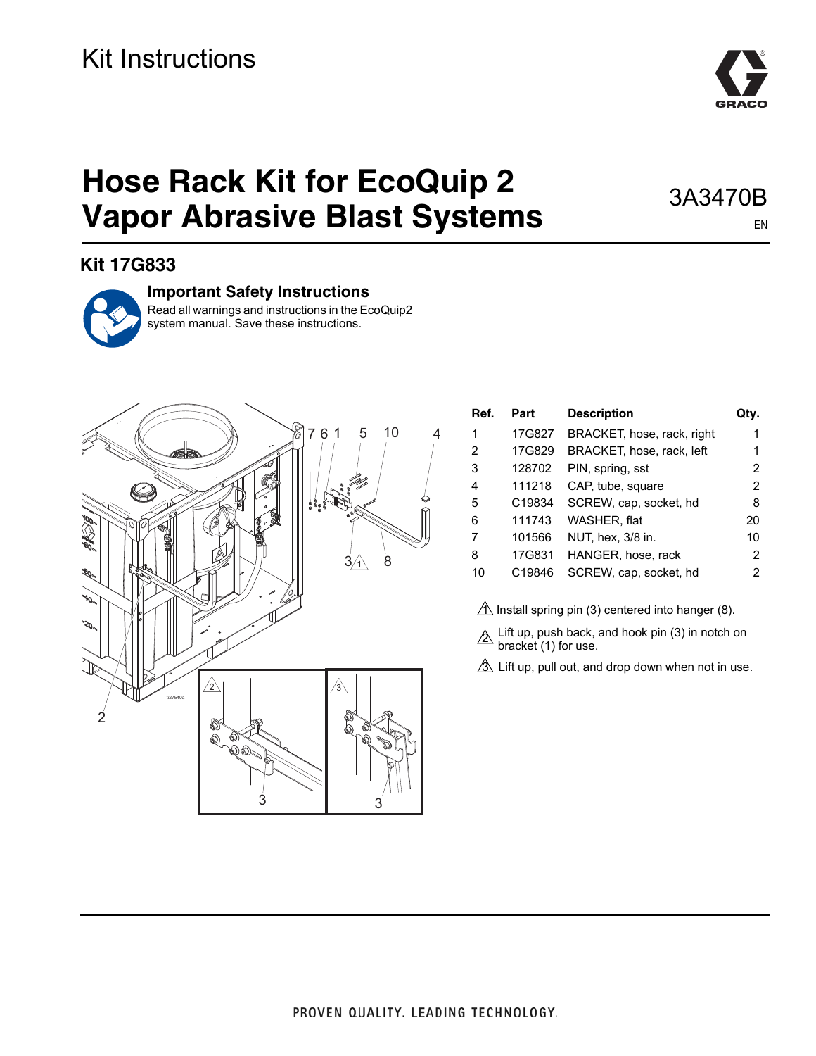Kit Instructions

# Hose Rack Kit for EcoQuip 2 Vapor Abrasive Blast Systems

3A3470B

EN

## Kit 17G833

### Important Safety Instructions

Read all warnings and instructions in the EcoQuip2 system manual. Save these instructions.

| Ref. | Part | Description | Qty. |
|---|---|---|---|
| 1 | 17G827 | BRACKET, hose, rack, right | 1 |
| 2 | 17G829 | BRACKET, hose, rack, left | 1 |
| 3 | 128702 | PIN, spring, sst | 2 |
| 4 | 111218 | CAP, tube, square | 2 |
| 5 | C19834 | SCREW, cap, socket, hd | 8 |
| 6 | 111743 | WASHER, flat | 20 |
| 7 | 101566 | NUT, hex, 3/8 in. | 10 |
| 8 | 17G831 | HANGER, hose, rack | 2 |
| 10 | C19846 | SCREW, cap, socket, hd | 2 |

1. Install spring pin (3) centered into hanger (8).
2. Lift up, push back, and hook pin (3) in notch on bracket (1) for use.
3. Lift up, pull out, and drop down when not in use.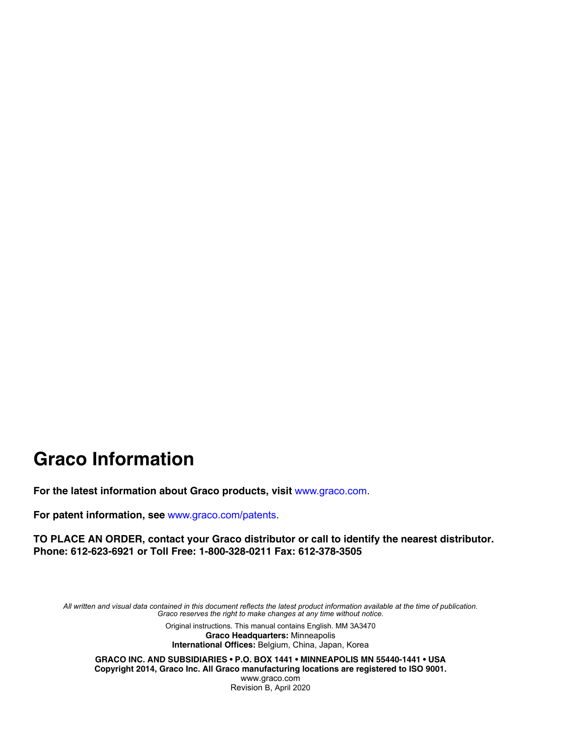# Graco Information

**For the latest information about Graco products, visit** www.graco.com.

**For patent information, see** www.graco.com/patents.

**TO PLACE AN ORDER, contact your Graco distributor or call to identify the nearest distributor.**
**Phone: 612-623-6921 or Toll Free: 1-800-328-0211 Fax: 612-378-3505**

*All written and visual data contained in this document reflects the latest product information available at the time of publication. Graco reserves the right to make changes at any time without notice.*

Original instructions. This manual contains English. MM 3A3470
**Graco Headquarters:** Minneapolis
**International Offices:** Belgium, China, Japan, Korea

**GRACO INC. AND SUBSIDIARIES • P.O. BOX 1441 • MINNEAPOLIS MN 55440-1441 • USA**
**Copyright 2014, Graco Inc. All Graco manufacturing locations are registered to ISO 9001.**
www.graco.com
Revision B, April 2020